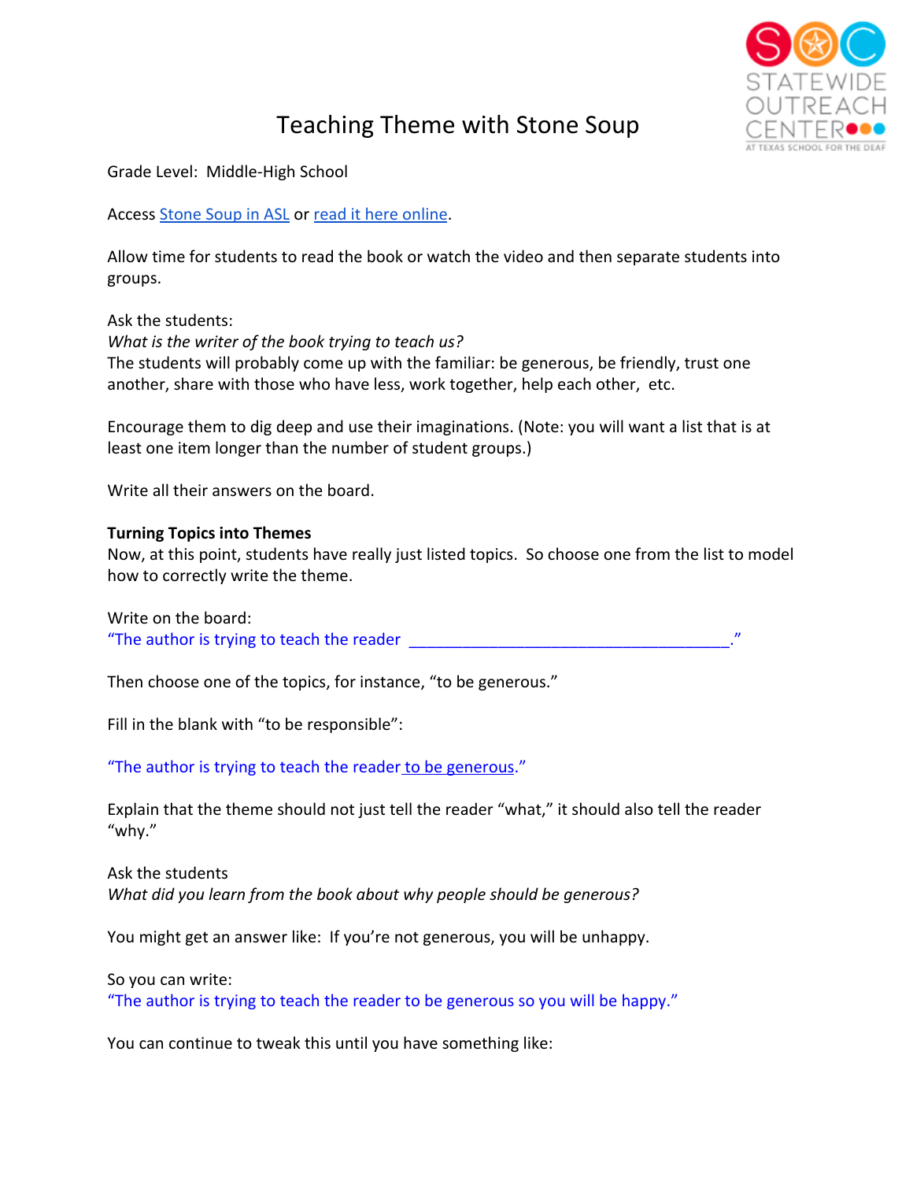# Teaching Theme with Stone Soup

Grade Level: Middle-High School

Access [Stone Soup in ASL] or [read it here online].

Allow time for students to read the book or watch the video and then separate students into groups.

Ask the students:
*What is the writer of the book trying to teach us?*
The students will probably come up with the familiar: be generous, be friendly, trust one another, share with those who have less, work together, help each other, etc.

Encourage them to dig deep and use their imaginations. (Note: you will want a list that is at least one item longer than the number of student groups.)

Write all their answers on the board.

**Turning Topics into Themes**
Now, at this point, students have really just listed topics. So choose one from the list to model how to correctly write the theme.

Write on the board:
"The author is trying to teach the reader _____________________________________."

Then choose one of the topics, for instance, "to be generous."

Fill in the blank with "to be responsible":

"The author is trying to teach the reader to be generous."

Explain that the theme should not just tell the reader "what," it should also tell the reader "why."

Ask the students
*What did you learn from the book about why people should be generous?*

You might get an answer like: If you're not generous, you will be unhappy.

So you can write:
"The author is trying to teach the reader to be generous so you will be happy."

You can continue to tweak this until you have something like: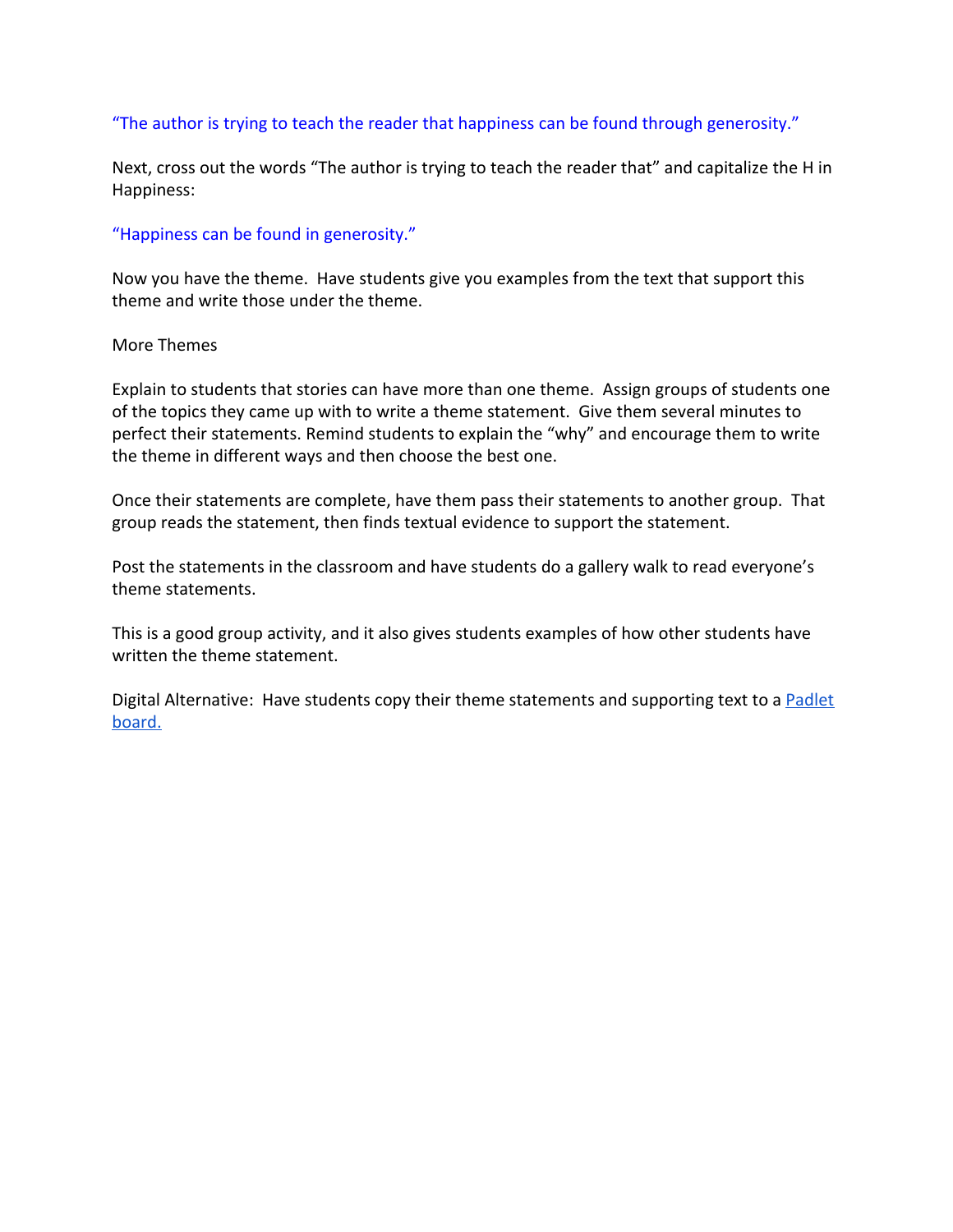"The author is trying to teach the reader that happiness can be found through generosity."

Next, cross out the words "The author is trying to teach the reader that" and capitalize the H in Happiness:

"Happiness can be found in generosity."

Now you have the theme. Have students give you examples from the text that support this theme and write those under the theme.

## More Themes

Explain to students that stories can have more than one theme. Assign groups of students one of the topics they came up with to write a theme statement. Give them several minutes to perfect their statements. Remind students to explain the "why" and encourage them to write the theme in different ways and then choose the best one.

Once their statements are complete, have them pass their statements to another group. That group reads the statement, then finds textual evidence to support the statement.

Post the statements in the classroom and have students do a gallery walk to read everyone's theme statements.

This is a good group activity, and it also gives students examples of how other students have written the theme statement.

Digital Alternative: Have students copy their theme statements and supporting text to a Padlet board.